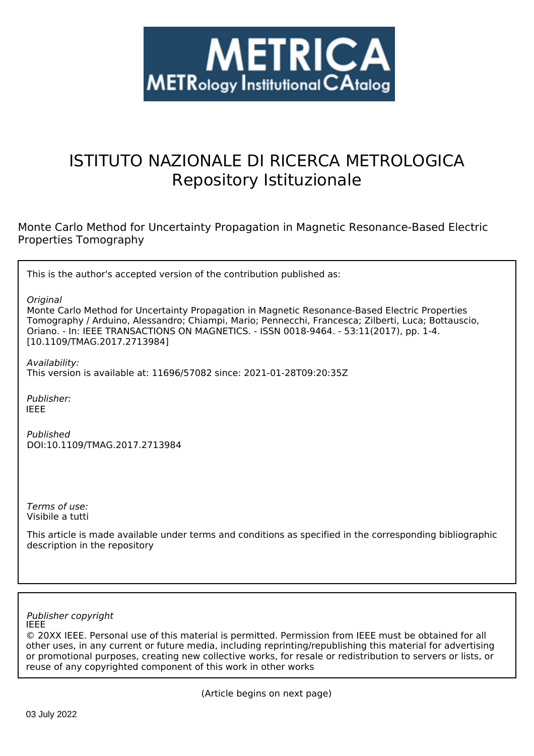METRICA

METRology Institutional CAtalog

# ISTITUTO NAZIONALE DI RICERCA METROLOGICA
Repository Istituzionale

Monte Carlo Method for Uncertainty Propagation in Magnetic Resonance-Based Electric Properties Tomography

This is the author's accepted version of the contribution published as:

*Original*
Monte Carlo Method for Uncertainty Propagation in Magnetic Resonance-Based Electric Properties Tomography / Arduino, Alessandro; Chiampi, Mario; Pennecchi, Francesca; Zilberti, Luca; Bottauscio, Oriano. - In: IEEE TRANSACTIONS ON MAGNETICS. - ISSN 0018-9464. - 53:11(2017), pp. 1-4. [10.1109/TMAG.2017.2713984]

*Availability:*
This version is available at: 11696/57082 since: 2021-01-28T09:20:35Z

*Publisher:*
IEEE

*Published*
DOI:10.1109/TMAG.2017.2713984

*Terms of use:*
Visibile a tutti

This article is made available under terms and conditions as specified in the corresponding bibliographic description in the repository

*Publisher copyright*
IEEE
© 20XX IEEE. Personal use of this material is permitted. Permission from IEEE must be obtained for all other uses, in any current or future media, including reprinting/republishing this material for advertising or promotional purposes, creating new collective works, for resale or redistribution to servers or lists, or reuse of any copyrighted component of this work in other works

(Article begins on next page)

03 July 2022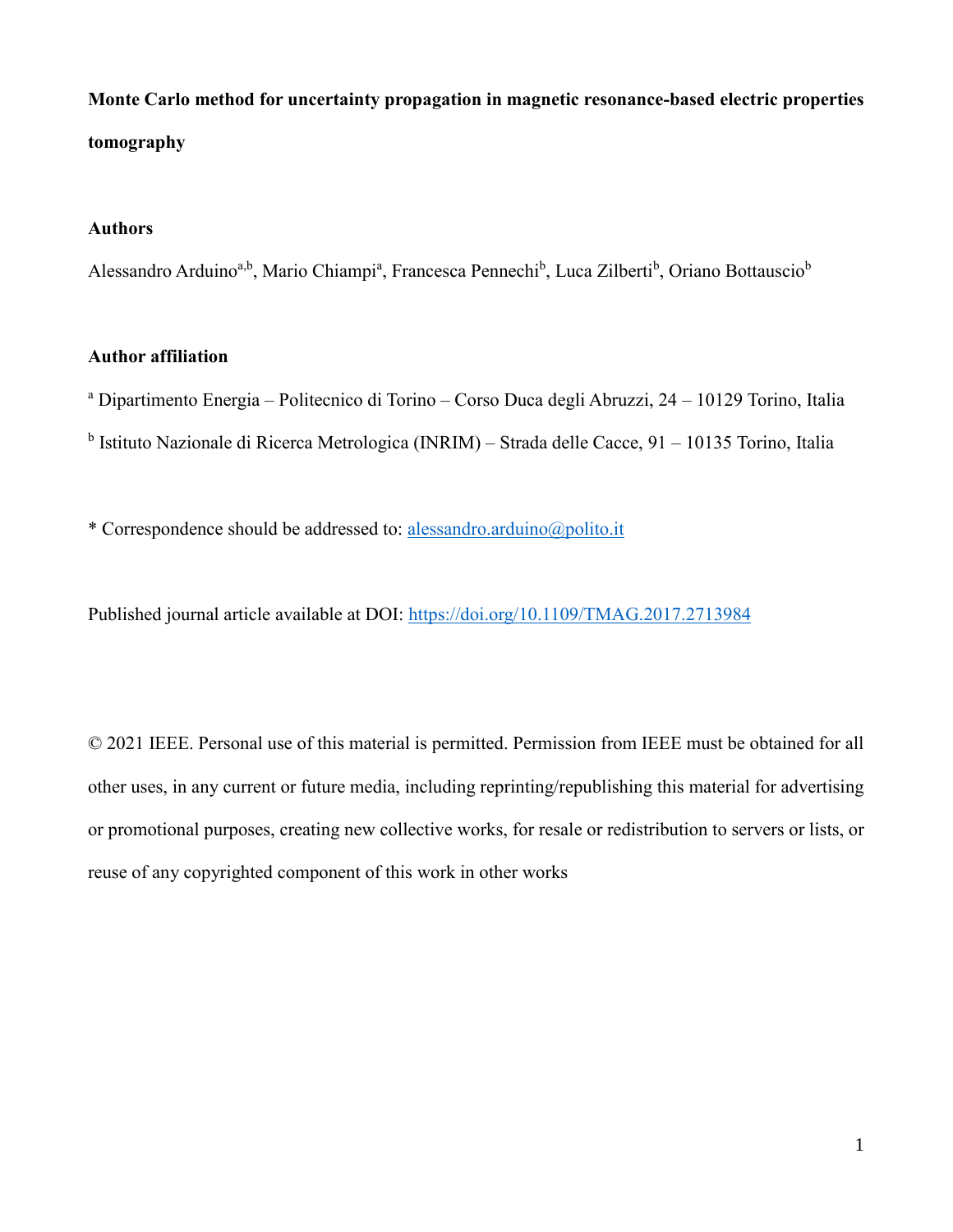**Monte Carlo method for uncertainty propagation in magnetic resonance-based electric properties tomography**

**Authors**

Alessandro Arduino[a,b], Mario Chiampi[a], Francesca Pennechi[b], Luca Zilberti[b], Oriano Bottauscio[b]

**Author affiliation**

[a] Dipartimento Energia – Politecnico di Torino – Corso Duca degli Abruzzi, 24 – 10129 Torino, Italia

[b] Istituto Nazionale di Ricerca Metrologica (INRIM) – Strada delle Cacce, 91 – 10135 Torino, Italia

\* Correspondence should be addressed to: alessandro.arduino@polito.it

Published journal article available at DOI: https://doi.org/10.1109/TMAG.2017.2713984

© 2021 IEEE. Personal use of this material is permitted. Permission from IEEE must be obtained for all other uses, in any current or future media, including reprinting/republishing this material for advertising or promotional purposes, creating new collective works, for resale or redistribution to servers or lists, or reuse of any copyrighted component of this work in other works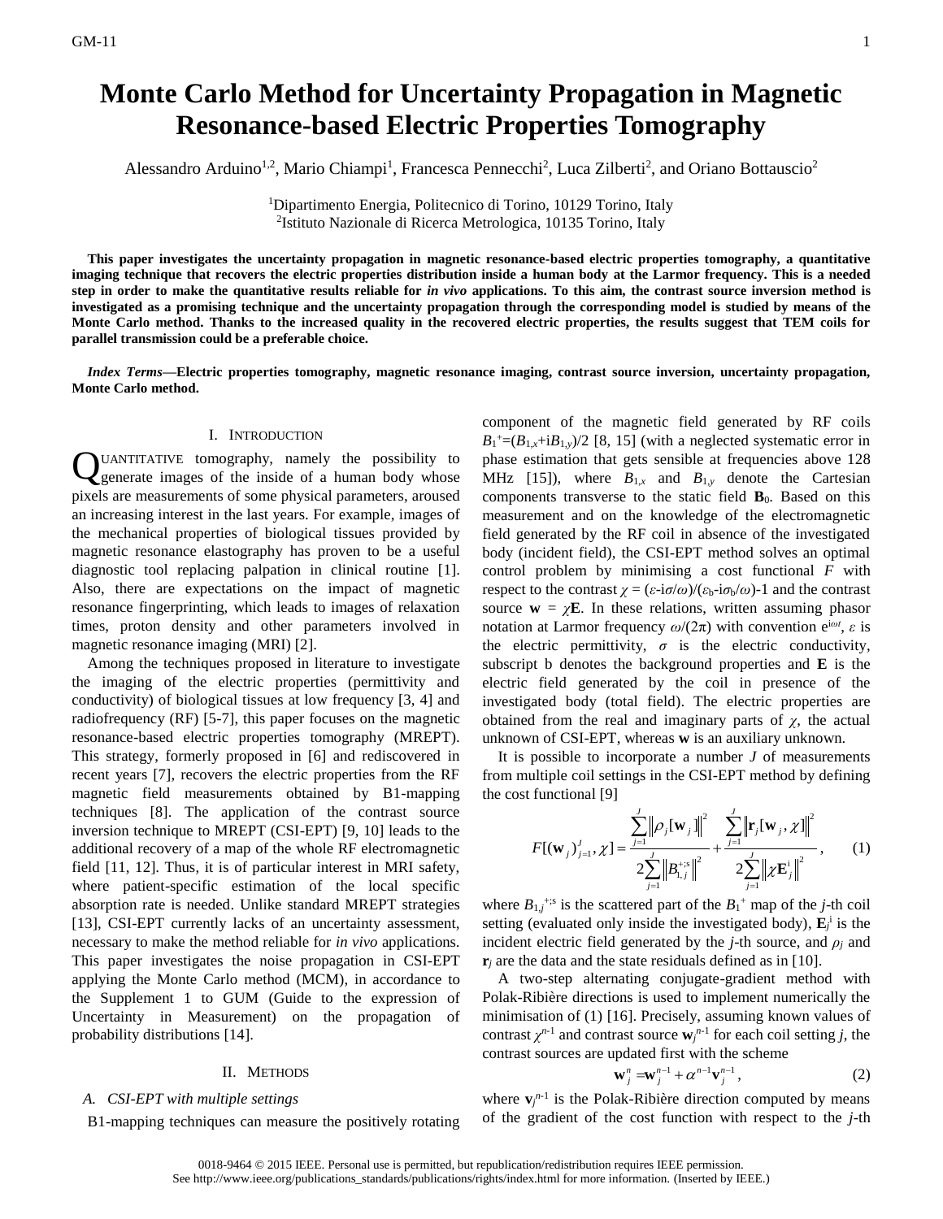# Monte Carlo Method for Uncertainty Propagation in Magnetic Resonance-based Electric Properties Tomography

Alessandro Arduino[1,2], Mario Chiampi[1], Francesca Pennecchi[2], Luca Zilberti[2], and Oriano Bottauscio[2]

[1]Dipartimento Energia, Politecnico di Torino, 10129 Torino, Italy
[2]Istituto Nazionale di Ricerca Metrologica, 10135 Torino, Italy

**This paper investigates the uncertainty propagation in magnetic resonance-based electric properties tomography, a quantitative imaging technique that recovers the electric properties distribution inside a human body at the Larmor frequency. This is a needed step in order to make the quantitative results reliable for *in vivo* applications. To this aim, the contrast source inversion method is investigated as a promising technique and the uncertainty propagation through the corresponding model is studied by means of the Monte Carlo method. Thanks to the increased quality in the recovered electric properties, the results suggest that TEM coils for parallel transmission could be a preferable choice.**

***Index Terms*—Electric properties tomography, magnetic resonance imaging, contrast source inversion, uncertainty propagation, Monte Carlo method.**

## I. Introduction

Quantitative tomography, namely the possibility to generate images of the inside of a human body whose pixels are measurements of some physical parameters, aroused an increasing interest in the last years. For example, images of the mechanical properties of biological tissues provided by magnetic resonance elastography has proven to be a useful diagnostic tool replacing palpation in clinical routine [1]. Also, there are expectations on the impact of magnetic resonance fingerprinting, which leads to images of relaxation times, proton density and other parameters involved in magnetic resonance imaging (MRI) [2].

Among the techniques proposed in literature to investigate the imaging of the electric properties (permittivity and conductivity) of biological tissues at low frequency [3, 4] and radiofrequency (RF) [5-7], this paper focuses on the magnetic resonance-based electric properties tomography (MREPT). This strategy, formerly proposed in [6] and rediscovered in recent years [7], recovers the electric properties from the RF magnetic field measurements obtained by B1-mapping techniques [8]. The application of the contrast source inversion technique to MREPT (CSI-EPT) [9, 10] leads to the additional recovery of a map of the whole RF electromagnetic field [11, 12]. Thus, it is of particular interest in MRI safety, where patient-specific estimation of the local specific absorption rate is needed. Unlike standard MREPT strategies [13], CSI-EPT currently lacks of an uncertainty assessment, necessary to make the method reliable for *in vivo* applications. This paper investigates the noise propagation in CSI-EPT applying the Monte Carlo method (MCM), in accordance to the Supplement 1 to GUM (Guide to the expression of Uncertainty in Measurement) on the propagation of probability distributions [14].

## II. Methods

### A. CSI-EPT with multiple settings

B1-mapping techniques can measure the positively rotating component of the magnetic field generated by RF coils $B_1^+=(B_{1,x}+iB_{1,y})/2$ [8, 15] (with a neglected systematic error in phase estimation that gets sensible at frequencies above 128 MHz [15]), where $B_{1,x}$ and $B_{1,y}$ denote the Cartesian components transverse to the static field $\mathbf{B}_0$. Based on this measurement and on the knowledge of the electromagnetic field generated by the RF coil in absence of the investigated body (incident field), the CSI-EPT method solves an optimal control problem by minimising a cost functional $F$ with respect to the contrast $\chi = (\varepsilon\text{-}i\sigma/\omega)/(\varepsilon_b\text{-}i\sigma_b/\omega)\text{-}1$ and the contrast source $\mathbf{w} = \chi\mathbf{E}$. In these relations, written assuming phasor notation at Larmor frequency $\omega/(2\pi)$ with convention $e^{i\omega t}$, $\varepsilon$ is the electric permittivity, $\sigma$ is the electric conductivity, subscript b denotes the background properties and $\mathbf{E}$ is the electric field generated by the coil in presence of the investigated body (total field). The electric properties are obtained from the real and imaginary parts of $\chi$, the actual unknown of CSI-EPT, whereas $\mathbf{w}$ is an auxiliary unknown.

It is possible to incorporate a number $J$ of measurements from multiple coil settings in the CSI-EPT method by defining the cost functional [9]

$$F[(\mathbf{w}_j)_{j=1}^J,\chi] = \frac{\sum_{j=1}^J \left\|\rho_j[\mathbf{w}_j]\right\|^2}{2\sum_{j=1}^J \left\|B_{1,j}^{+;s}\right\|^2} + \frac{\sum_{j=1}^J \left\|\mathbf{r}_j[\mathbf{w}_j,\chi]\right\|^2}{2\sum_{j=1}^J \left\|\chi\mathbf{E}_j^{i}\right\|^2}, \tag{1}$$

where $B_{1,j}^{+;s}$ is the scattered part of the $B_1^+$ map of the $j$-th coil setting (evaluated only inside the investigated body), $\mathbf{E}_j^i$ is the incident electric field generated by the $j$-th source, and $\rho_j$ and $\mathbf{r}_j$ are the data and the state residuals defined as in [10].

A two-step alternating conjugate-gradient method with Polak-Ribière directions is used to implement numerically the minimisation of (1) [16]. Precisely, assuming known values of contrast $\chi^{n-1}$ and contrast source $\mathbf{w}_j^{n-1}$ for each coil setting $j$, the contrast sources are updated first with the scheme

$$\mathbf{w}_j^n = \mathbf{w}_j^{n-1} + \alpha^{n-1}\mathbf{v}_j^{n-1}, \tag{2}$$

where $\mathbf{v}_j^{n-1}$ is the Polak-Ribière direction computed by means of the gradient of the cost function with respect to the $j$-th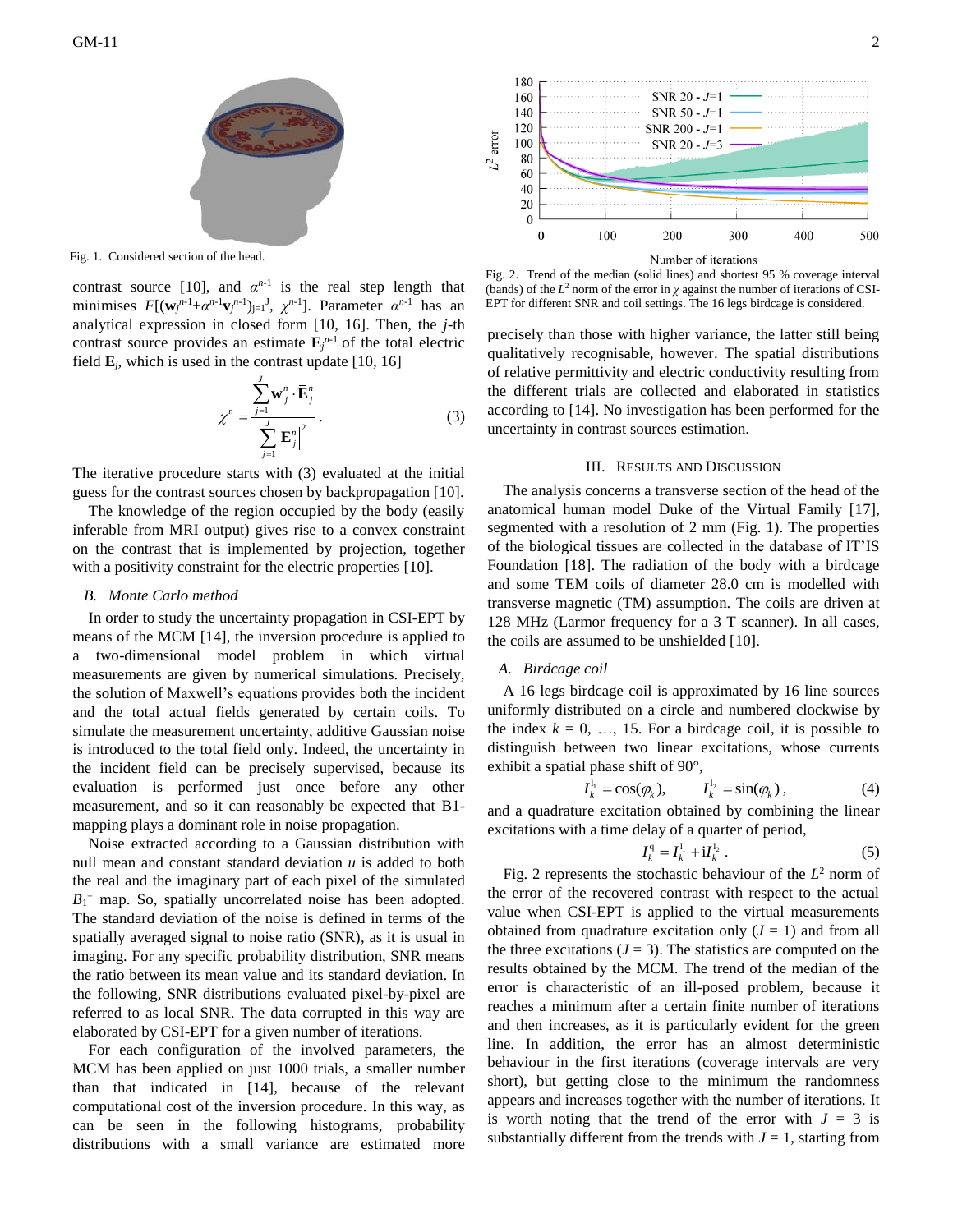Fig. 1. Considered section of the head.

contrast source [10], and $\alpha^{n-1}$ is the real step length that minimises $F[(\mathbf{w}_j^{n-1}+\alpha^{n-1}\mathbf{v}_j^{n-1})_{j=1}^J, \chi^{n-1}]$. Parameter $\alpha^{n-1}$ has an analytical expression in closed form [10, 16]. Then, the $j$-th contrast source provides an estimate $\mathbf{E}_j^{n-1}$ of the total electric field $\mathbf{E}_j$, which is used in the contrast update [10, 16]

$$\chi^n = \frac{\sum_{j=1}^{J} \mathbf{w}_j^n \cdot \bar{\mathbf{E}}_j^n}{\sum_{j=1}^{J} \left|\mathbf{E}_j^n\right|^2}. \quad (3)$$

The iterative procedure starts with (3) evaluated at the initial guess for the contrast sources chosen by backpropagation [10].

The knowledge of the region occupied by the body (easily inferable from MRI output) gives rise to a convex constraint on the contrast that is implemented by projection, together with a positivity constraint for the electric properties [10].

### B. Monte Carlo method

In order to study the uncertainty propagation in CSI-EPT by means of the MCM [14], the inversion procedure is applied to a two-dimensional model problem in which virtual measurements are given by numerical simulations. Precisely, the solution of Maxwell's equations provides both the incident and the total actual fields generated by certain coils. To simulate the measurement uncertainty, additive Gaussian noise is introduced to the total field only. Indeed, the uncertainty in the incident field can be precisely supervised, because its evaluation is performed just once before any other measurement, and so it can reasonably be expected that B1-mapping plays a dominant role in noise propagation.

Noise extracted according to a Gaussian distribution with null mean and constant standard deviation $u$ is added to both the real and the imaginary part of each pixel of the simulated $B_1^+$ map. So, spatially uncorrelated noise has been adopted. The standard deviation of the noise is defined in terms of the spatially averaged signal to noise ratio (SNR), as it is usual in imaging. For any specific probability distribution, SNR means the ratio between its mean value and its standard deviation. In the following, SNR distributions evaluated pixel-by-pixel are referred to as local SNR. The data corrupted in this way are elaborated by CSI-EPT for a given number of iterations.

For each configuration of the involved parameters, the MCM has been applied on just 1000 trials, a smaller number than that indicated in [14], because of the relevant computational cost of the inversion procedure. In this way, as can be seen in the following histograms, probability distributions with a small variance are estimated more precisely than those with higher variance, the latter still being qualitatively recognisable, however. The spatial distributions of relative permittivity and electric conductivity resulting from the different trials are collected and elaborated in statistics according to [14]. No investigation has been performed for the uncertainty in contrast sources estimation.

Fig. 2. Trend of the median (solid lines) and shortest 95 % coverage interval (bands) of the $L^2$ norm of the error in $\chi$ against the number of iterations of CSI-EPT for different SNR and coil settings. The 16 legs birdcage is considered.

## III. Results and Discussion

The analysis concerns a transverse section of the head of the anatomical human model Duke of the Virtual Family [17], segmented with a resolution of 2 mm (Fig. 1). The properties of the biological tissues are collected in the database of IT'IS Foundation [18]. The radiation of the body with a birdcage and some TEM coils of diameter 28.0 cm is modelled with transverse magnetic (TM) assumption. The coils are driven at 128 MHz (Larmor frequency for a 3 T scanner). In all cases, the coils are assumed to be unshielded [10].

### A. Birdcage coil

A 16 legs birdcage coil is approximated by 16 line sources uniformly distributed on a circle and numbered clockwise by the index $k = 0, \ldots, 15$. For a birdcage coil, it is possible to distinguish between two linear excitations, whose currents exhibit a spatial phase shift of 90°,

$$I_k^{l_1} = \cos(\varphi_k), \qquad I_k^{l_2} = \sin(\varphi_k), \quad (4)$$

and a quadrature excitation obtained by combining the linear excitations with a time delay of a quarter of period,

$$I_k^{q} = I_k^{l_1} + \mathrm{i}I_k^{l_2}. \quad (5)$$

Fig. 2 represents the stochastic behaviour of the $L^2$ norm of the error of the recovered contrast with respect to the actual value when CSI-EPT is applied to the virtual measurements obtained from quadrature excitation only ($J = 1$) and from all the three excitations ($J = 3$). The statistics are computed on the results obtained by the MCM. The trend of the median of the error is characteristic of an ill-posed problem, because it reaches a minimum after a certain finite number of iterations and then increases, as it is particularly evident for the green line. In addition, the error has an almost deterministic behaviour in the first iterations (coverage intervals are very short), but getting close to the minimum the randomness appears and increases together with the number of iterations. It is worth noting that the trend of the error with $J = 3$ is substantially different from the trends with $J = 1$, starting from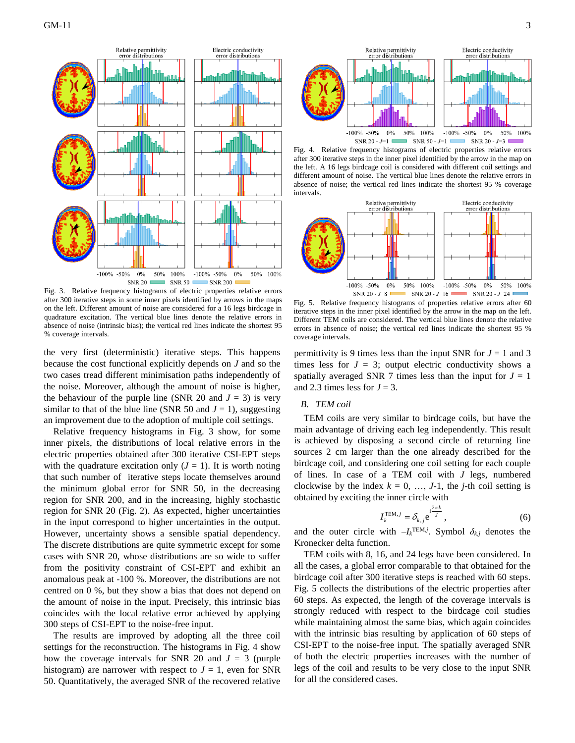Fig. 3. Relative frequency histograms of electric properties relative errors after 300 iterative steps in some inner pixels identified by arrows in the maps on the left. Different amount of noise are considered for a 16 legs birdcage in quadrature excitation. The vertical blue lines denote the relative errors in absence of noise (intrinsic bias); the vertical red lines indicate the shortest 95 % coverage intervals.

Fig. 4. Relative frequency histograms of electric properties relative errors after 300 iterative steps in the inner pixel identified by the arrow in the map on the left. A 16 legs birdcage coil is considered with different coil settings and different amount of noise. The vertical blue lines denote the relative errors in absence of noise; the vertical red lines indicate the shortest 95 % coverage intervals.

Fig. 5. Relative frequency histograms of properties relative errors after 60 iterative steps in the inner pixel identified by the arrow in the map on the left. Different TEM coils are considered. The vertical blue lines denote the relative errors in absence of noise; the vertical red lines indicate the shortest 95 % coverage intervals.

the very first (deterministic) iterative steps. This happens because the cost functional explicitly depends on $J$ and so the two cases tread different minimisation paths independently of the noise. Moreover, although the amount of noise is higher, the behaviour of the purple line (SNR 20 and $J$ = 3) is very similar to that of the blue line (SNR 50 and $J$ = 1), suggesting an improvement due to the adoption of multiple coil settings.

Relative frequency histograms in Fig. 3 show, for some inner pixels, the distributions of local relative errors in the electric properties obtained after 300 iterative CSI-EPT steps with the quadrature excitation only ($J$ = 1). It is worth noting that such number of iterative steps locate themselves around the minimum global error for SNR 50, in the decreasing region for SNR 200, and in the increasing, highly stochastic region for SNR 20 (Fig. 2). As expected, higher uncertainties in the input correspond to higher uncertainties in the output. However, uncertainty shows a sensible spatial dependency. The discrete distributions are quite symmetric except for some cases with SNR 20, whose distributions are so wide to suffer from the positivity constraint of CSI-EPT and exhibit an anomalous peak at -100 %. Moreover, the distributions are not centred on 0 %, but they show a bias that does not depend on the amount of noise in the input. Precisely, this intrinsic bias coincides with the local relative error achieved by applying 300 steps of CSI-EPT to the noise-free input.

The results are improved by adopting all the three coil settings for the reconstruction. The histograms in Fig. 4 show how the coverage intervals for SNR 20 and $J$ = 3 (purple histogram) are narrower with respect to $J$ = 1, even for SNR 50. Quantitatively, the averaged SNR of the recovered relative permittivity is 9 times less than the input SNR for $J$ = 1 and 3 times less for $J$ = 3; output electric conductivity shows a spatially averaged SNR 7 times less than the input for $J$ = 1 and 2.3 times less for $J$ = 3.

### B. TEM coil

TEM coils are very similar to birdcage coils, but have the main advantage of driving each leg independently. This result is achieved by disposing a second circle of returning line sources 2 cm larger than the one already described for the birdcage coil, and considering one coil setting for each couple of lines. In case of a TEM coil with $J$ legs, numbered clockwise by the index $k$ = 0, …, $J$-1, the $j$-th coil setting is obtained by exciting the inner circle with

$$I_k^{\mathrm{TEM},j} = \delta_{k,j} e^{\mathrm{i}\frac{2\pi k}{J}}, \tag{6}$$

and the outer circle with $-I_k^{\mathrm{TEM},j}$. Symbol $\delta_{k,j}$ denotes the Kronecker delta function.

TEM coils with 8, 16, and 24 legs have been considered. In all the cases, a global error comparable to that obtained for the birdcage coil after 300 iterative steps is reached with 60 steps. Fig. 5 collects the distributions of the electric properties after 60 steps. As expected, the length of the coverage intervals is strongly reduced with respect to the birdcage coil studies while maintaining almost the same bias, which again coincides with the intrinsic bias resulting by application of 60 steps of CSI-EPT to the noise-free input. The spatially averaged SNR of both the electric properties increases with the number of legs of the coil and results to be very close to the input SNR for all the considered cases.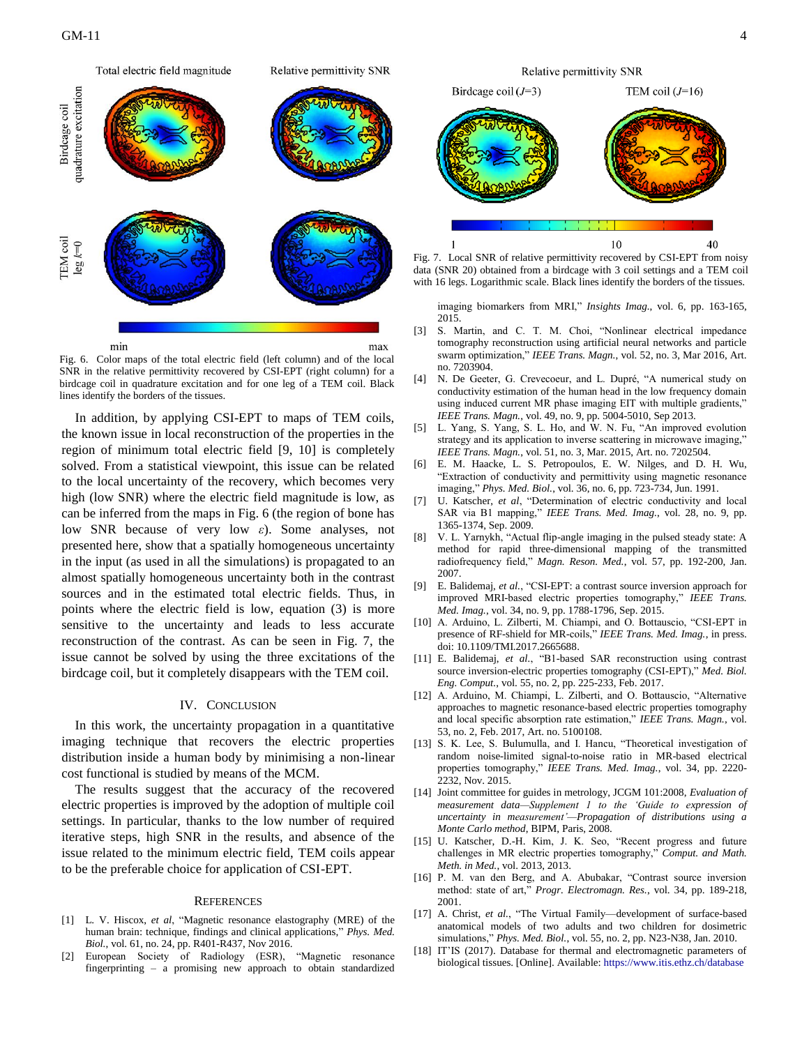Total electric field magnitude

Relative permittivity SNR

Birdcage coil quadrature excitation

TEM coil leg $k$=0

min max

Fig. 6. Color maps of the total electric field (left column) and of the local SNR in the relative permittivity recovered by CSI-EPT (right column) for a birdcage coil in quadrature excitation and for one leg of a TEM coil. Black lines identify the borders of the tissues.

In addition, by applying CSI-EPT to maps of TEM coils, the known issue in local reconstruction of the properties in the region of minimum total electric field [9, 10] is completely solved. From a statistical viewpoint, this issue can be related to the local uncertainty of the recovery, which becomes very high (low SNR) where the electric field magnitude is low, as can be inferred from the maps in Fig. 6 (the region of bone has low SNR because of very low $\varepsilon$). Some analyses, not presented here, show that a spatially homogeneous uncertainty in the input (as used in all the simulations) is propagated to an almost spatially homogeneous uncertainty both in the contrast sources and in the estimated total electric fields. Thus, in points where the electric field is low, equation (3) is more sensitive to the uncertainty and leads to less accurate reconstruction of the contrast. As can be seen in Fig. 7, the issue cannot be solved by using the three excitations of the birdcage coil, but it completely disappears with the TEM coil.

Relative permittivity SNR

Birdcage coil ($J$=3)

TEM coil ($J$=16)

1 10 40

Fig. 7. Local SNR of relative permittivity recovered by CSI-EPT from noisy data (SNR 20) obtained from a birdcage with 3 coil settings and a TEM coil with 16 legs. Logarithmic scale. Black lines identify the borders of the tissues.

## IV. Conclusion

In this work, the uncertainty propagation in a quantitative imaging technique that recovers the electric properties distribution inside a human body by minimising a non-linear cost functional is studied by means of the MCM.

The results suggest that the accuracy of the recovered electric properties is improved by the adoption of multiple coil settings. In particular, thanks to the low number of required iterative steps, high SNR in the results, and absence of the issue related to the minimum electric field, TEM coils appear to be the preferable choice for application of CSI-EPT.

## References

[1] L. V. Hiscox, *et al*, "Magnetic resonance elastography (MRE) of the human brain: technique, findings and clinical applications," *Phys. Med. Biol.*, vol. 61, no. 24, pp. R401-R437, Nov 2016.

[2] European Society of Radiology (ESR), "Magnetic resonance fingerprinting – a promising new approach to obtain standardized imaging biomarkers from MRI," *Insights Imag.*, vol. 6, pp. 163-165, 2015.

[3] S. Martin, and C. T. M. Choi, "Nonlinear electrical impedance tomography reconstruction using artificial neural networks and particle swarm optimization," *IEEE Trans. Magn.*, vol. 52, no. 3, Mar 2016, Art. no. 7203904.

[4] N. De Geeter, G. Crevecoeur, and L. Dupré, "A numerical study on conductivity estimation of the human head in the low frequency domain using induced current MR phase imaging EIT with multiple gradients," *IEEE Trans. Magn.*, vol. 49, no. 9, pp. 5004-5010, Sep 2013.

[5] L. Yang, S. Yang, S. L. Ho, and W. N. Fu, "An improved evolution strategy and its application to inverse scattering in microwave imaging," *IEEE Trans. Magn.*, vol. 51, no. 3, Mar. 2015, Art. no. 7202504.

[6] E. M. Haacke, L. S. Petropoulos, E. W. Nilges, and D. H. Wu, "Extraction of conductivity and permittivity using magnetic resonance imaging," *Phys. Med. Biol.*, vol. 36, no. 6, pp. 723-734, Jun. 1991.

[7] U. Katscher, *et al*, "Determination of electric conductivity and local SAR via B1 mapping," *IEEE Trans. Med. Imag.*, vol. 28, no. 9, pp. 1365-1374, Sep. 2009.

[8] V. L. Yarnykh, "Actual flip-angle imaging in the pulsed steady state: A method for rapid three-dimensional mapping of the transmitted radiofrequency field," *Magn. Reson. Med.*, vol. 57, pp. 192-200, Jan. 2007.

[9] E. Balidemaj, *et al.*, "CSI-EPT: a contrast source inversion approach for improved MRI-based electric properties tomography," *IEEE Trans. Med. Imag.*, vol. 34, no. 9, pp. 1788-1796, Sep. 2015.

[10] A. Arduino, L. Zilberti, M. Chiampi, and O. Bottauscio, "CSI-EPT in presence of RF-shield for MR-coils," *IEEE Trans. Med. Imag.*, in press. doi: 10.1109/TMI.2017.2665688.

[11] E. Balidemaj, *et al.*, "B1-based SAR reconstruction using contrast source inversion-electric properties tomography (CSI-EPT)," *Med. Biol. Eng. Comput.*, vol. 55, no. 2, pp. 225-233, Feb. 2017.

[12] A. Arduino, M. Chiampi, L. Zilberti, and O. Bottauscio, "Alternative approaches to magnetic resonance-based electric properties tomography and local specific absorption rate estimation," *IEEE Trans. Magn.*, vol. 53, no. 2, Feb. 2017, Art. no. 5100108.

[13] S. K. Lee, S. Bulumulla, and I. Hancu, "Theoretical investigation of random noise-limited signal-to-noise ratio in MR-based electrical properties tomography," *IEEE Trans. Med. Imag.*, vol. 34, pp. 2220-2232, Nov. 2015.

[14] Joint committee for guides in metrology, JCGM 101:2008, *Evaluation of measurement data—Supplement 1 to the 'Guide to expression of uncertainty in measurement'—Propagation of distributions using a Monte Carlo method*, BIPM, Paris, 2008.

[15] U. Katscher, D.-H. Kim, J. K. Seo, "Recent progress and future challenges in MR electric properties tomography," *Comput. and Math. Meth. in Med.*, vol. 2013, 2013.

[16] P. M. van den Berg, and A. Abubakar, "Contrast source inversion method: state of art," *Progr. Electromagn. Res.*, vol. 34, pp. 189-218, 2001.

[17] A. Christ, *et al.*, "The Virtual Family—development of surface-based anatomical models of two adults and two children for dosimetric simulations," *Phys. Med. Biol.*, vol. 55, no. 2, pp. N23-N38, Jan. 2010.

[18] IT'IS (2017). Database for thermal and electromagnetic parameters of biological tissues. [Online]. Available: https://www.itis.ethz.ch/database